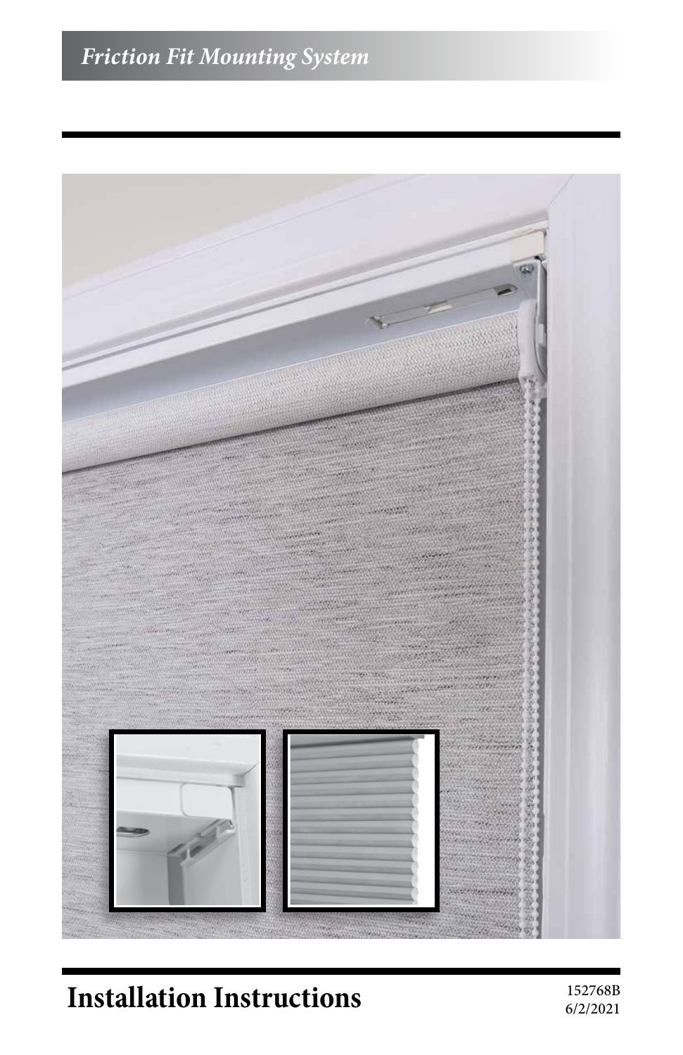*Friction Fit Mounting System*

# Installation Instructions

152768B
6/2/2021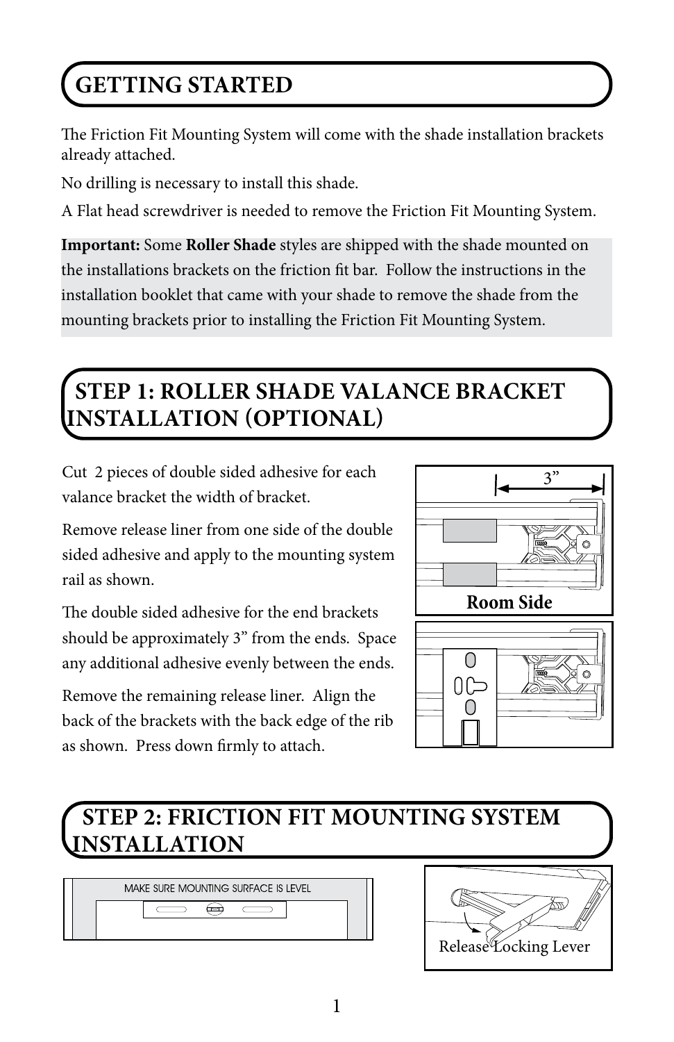## GETTING STARTED

The Friction Fit Mounting System will come with the shade installation brackets already attached.

No drilling is necessary to install this shade.

A Flat head screwdriver is needed to remove the Friction Fit Mounting System.

**Important:** Some **Roller Shade** styles are shipped with the shade mounted on the installations brackets on the friction fit bar. Follow the instructions in the installation booklet that came with your shade to remove the shade from the mounting brackets prior to installing the Friction Fit Mounting System.

## STEP 1: ROLLER SHADE VALANCE BRACKET INSTALLATION (OPTIONAL)

Cut 2 pieces of double sided adhesive for each valance bracket the width of bracket.

Remove release liner from one side of the double sided adhesive and apply to the mounting system rail as shown.

The double sided adhesive for the end brackets should be approximately 3" from the ends. Space any additional adhesive evenly between the ends.

Remove the remaining release liner. Align the back of the brackets with the back edge of the rib as shown. Press down firmly to attach.

3"

Room Side

## STEP 2: FRICTION FIT MOUNTING SYSTEM INSTALLATION

MAKE SURE MOUNTING SURFACE IS LEVEL

Release Locking Lever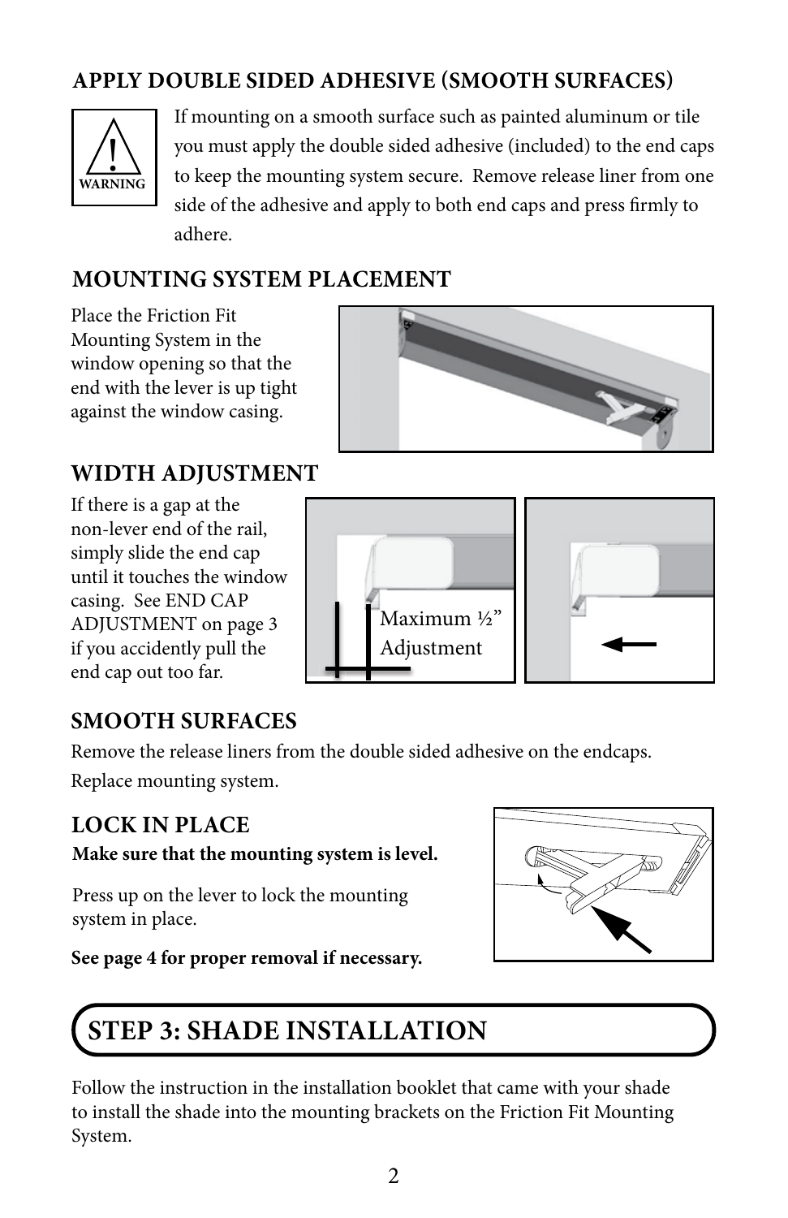### APPLY DOUBLE SIDED ADHESIVE (SMOOTH SURFACES)

WARNING

If mounting on a smooth surface such as painted aluminum or tile you must apply the double sided adhesive (included) to the end caps to keep the mounting system secure. Remove release liner from one side of the adhesive and apply to both end caps and press firmly to adhere.

### MOUNTING SYSTEM PLACEMENT

Place the Friction Fit Mounting System in the window opening so that the end with the lever is up tight against the window casing.

### WIDTH ADJUSTMENT

If there is a gap at the non-lever end of the rail, simply slide the end cap until it touches the window casing. See END CAP ADJUSTMENT on page 3 if you accidently pull the end cap out too far.

Maximum ½” Adjustment

### SMOOTH SURFACES

Remove the release liners from the double sided adhesive on the endcaps.

Replace mounting system.

### LOCK IN PLACE

**Make sure that the mounting system is level.**

Press up on the lever to lock the mounting system in place.

**See page 4 for proper removal if necessary.**

## STEP 3: SHADE INSTALLATION

Follow the instruction in the installation booklet that came with your shade to install the shade into the mounting brackets on the Friction Fit Mounting System.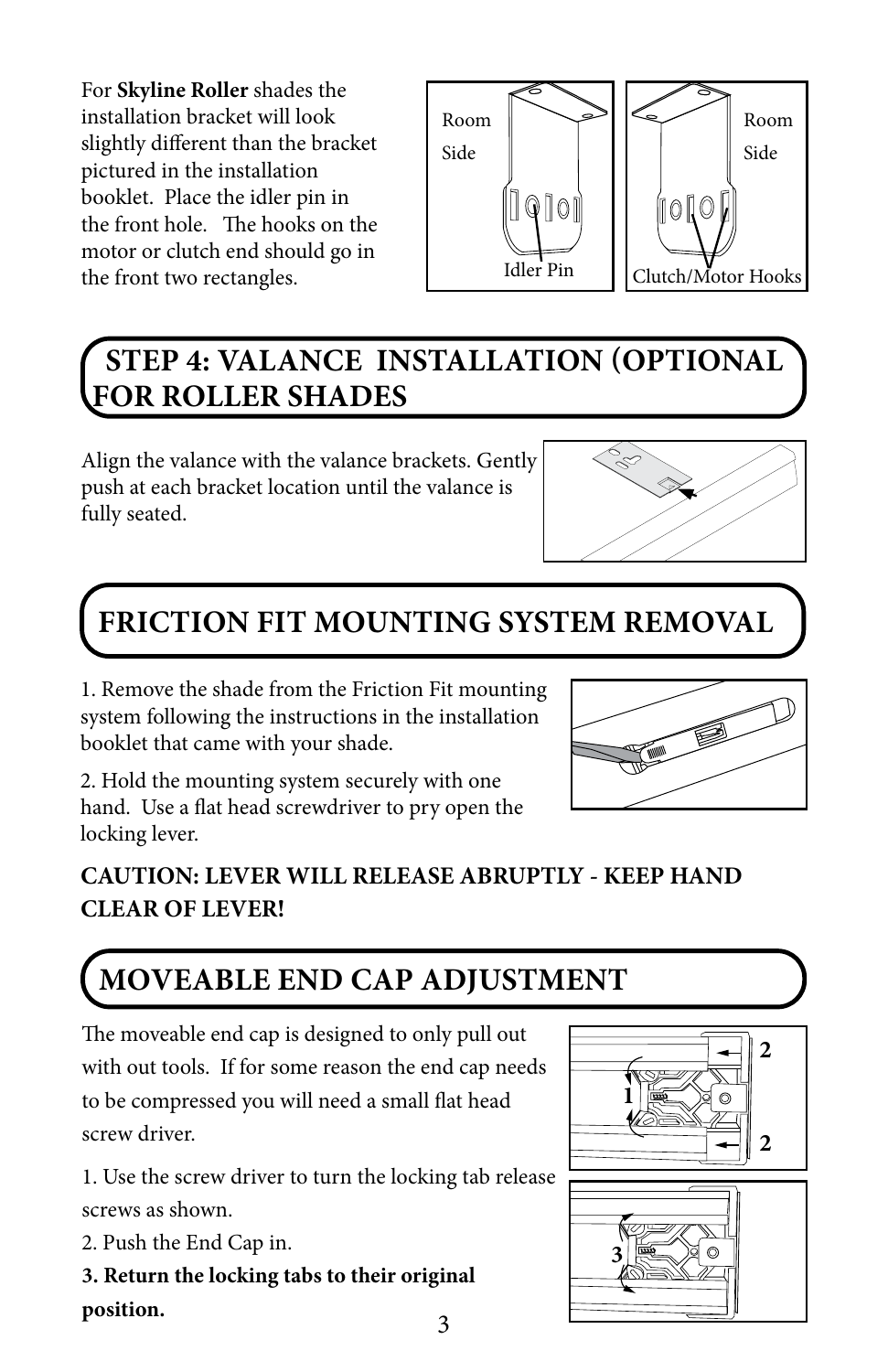For **Skyline Roller** shades the installation bracket will look slightly different than the bracket pictured in the installation booklet. Place the idler pin in the front hole. The hooks on the motor or clutch end should go in the front two rectangles.

Room Side

Idler Pin

Room Side

Clutch/Motor Hooks

## STEP 4: VALANCE INSTALLATION (OPTIONAL FOR ROLLER SHADES

Align the valance with the valance brackets. Gently push at each bracket location until the valance is fully seated.

## FRICTION FIT MOUNTING SYSTEM REMOVAL

1. Remove the shade from the Friction Fit mounting system following the instructions in the installation booklet that came with your shade.

2. Hold the mounting system securely with one hand. Use a flat head screwdriver to pry open the locking lever.

**CAUTION: LEVER WILL RELEASE ABRUPTLY - KEEP HAND CLEAR OF LEVER!**

## MOVEABLE END CAP ADJUSTMENT

The moveable end cap is designed to only pull out with out tools. If for some reason the end cap needs to be compressed you will need a small flat head screw driver.

1. Use the screw driver to turn the locking tab release screws as shown.
2. Push the End Cap in.
3. **Return the locking tabs to their original position.**

2

1

2

3